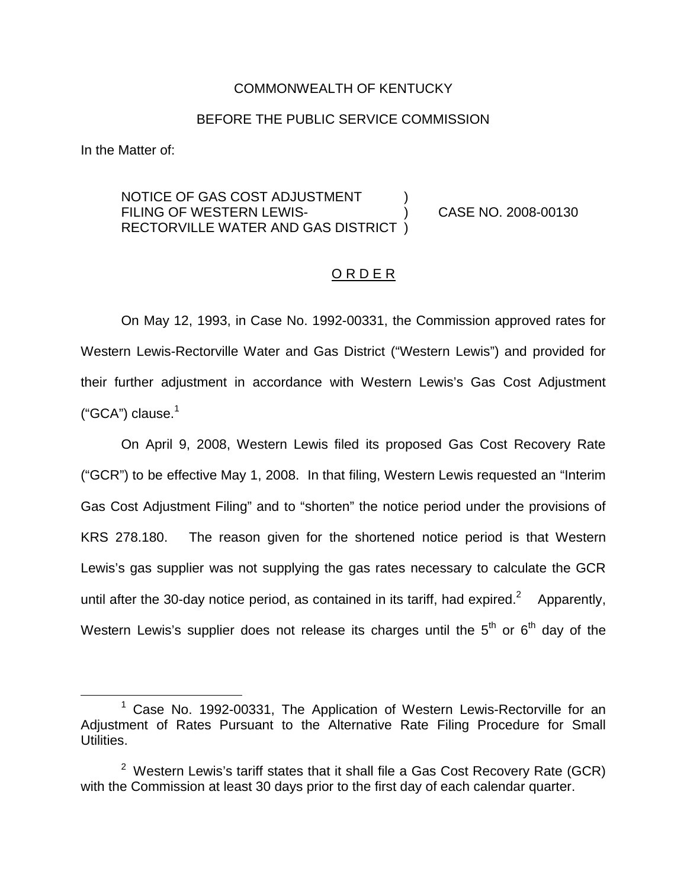COMMONWEALTH OF KENTUCKY

BEFORE THE PUBLIC SERVICE COMMISSION

In the Matter of:

NOTICE OF GAS COST ADJUSTMENT FILING OF WESTERN LEWIS-RECTORVILLE WATER AND GAS DISTRICT ) CASE NO. 2008-00130

O R D E R

On May 12, 1993, in Case No. 1992-00331, the Commission approved rates for Western Lewis-Rectorville Water and Gas District ("Western Lewis") and provided for their further adjustment in accordance with Western Lewis's Gas Cost Adjustment ("GCA") clause.[1]

On April 9, 2008, Western Lewis filed its proposed Gas Cost Recovery Rate ("GCR") to be effective May 1, 2008. In that filing, Western Lewis requested an "Interim Gas Cost Adjustment Filing" and to "shorten" the notice period under the provisions of KRS 278.180. The reason given for the shortened notice period is that Western Lewis's gas supplier was not supplying the gas rates necessary to calculate the GCR until after the 30-day notice period, as contained in its tariff, had expired.[2] Apparently, Western Lewis's supplier does not release its charges until the 5th or 6th day of the

[1] Case No. 1992-00331, The Application of Western Lewis-Rectorville for an Adjustment of Rates Pursuant to the Alternative Rate Filing Procedure for Small Utilities.

[2] Western Lewis's tariff states that it shall file a Gas Cost Recovery Rate (GCR) with the Commission at least 30 days prior to the first day of each calendar quarter.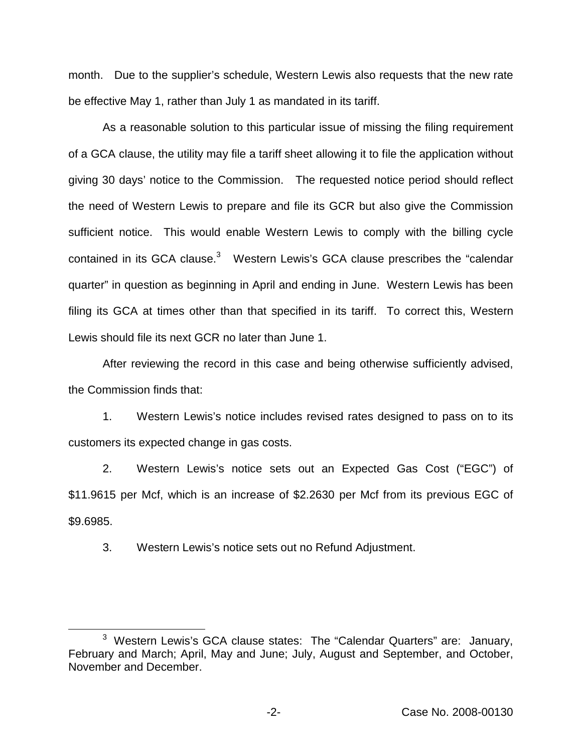month. Due to the supplier's schedule, Western Lewis also requests that the new rate be effective May 1, rather than July 1 as mandated in its tariff.

As a reasonable solution to this particular issue of missing the filing requirement of a GCA clause, the utility may file a tariff sheet allowing it to file the application without giving 30 days' notice to the Commission. The requested notice period should reflect the need of Western Lewis to prepare and file its GCR but also give the Commission sufficient notice. This would enable Western Lewis to comply with the billing cycle contained in its GCA clause.[3] Western Lewis's GCA clause prescribes the "calendar quarter" in question as beginning in April and ending in June. Western Lewis has been filing its GCA at times other than that specified in its tariff. To correct this, Western Lewis should file its next GCR no later than June 1.

After reviewing the record in this case and being otherwise sufficiently advised, the Commission finds that:

1. Western Lewis's notice includes revised rates designed to pass on to its customers its expected change in gas costs.

2. Western Lewis's notice sets out an Expected Gas Cost ("EGC") of $11.9615 per Mcf, which is an increase of $2.2630 per Mcf from its previous EGC of $9.6985.

3. Western Lewis's notice sets out no Refund Adjustment.

---

[3] Western Lewis's GCA clause states: The "Calendar Quarters" are: January, February and March; April, May and June; July, August and September, and October, November and December.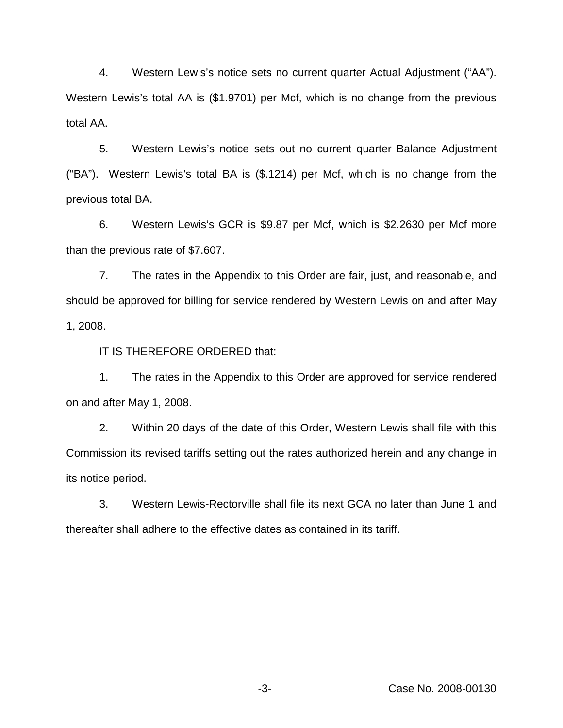4. Western Lewis's notice sets no current quarter Actual Adjustment ("AA"). Western Lewis's total AA is ($1.9701) per Mcf, which is no change from the previous total AA.

5. Western Lewis's notice sets out no current quarter Balance Adjustment ("BA"). Western Lewis's total BA is ($.1214) per Mcf, which is no change from the previous total BA.

6. Western Lewis's GCR is $9.87 per Mcf, which is $2.2630 per Mcf more than the previous rate of $7.607.

7. The rates in the Appendix to this Order are fair, just, and reasonable, and should be approved for billing for service rendered by Western Lewis on and after May 1, 2008.

IT IS THEREFORE ORDERED that:

1. The rates in the Appendix to this Order are approved for service rendered on and after May 1, 2008.

2. Within 20 days of the date of this Order, Western Lewis shall file with this Commission its revised tariffs setting out the rates authorized herein and any change in its notice period.

3. Western Lewis-Rectorville shall file its next GCA no later than June 1 and thereafter shall adhere to the effective dates as contained in its tariff.

Case No. 2008-00130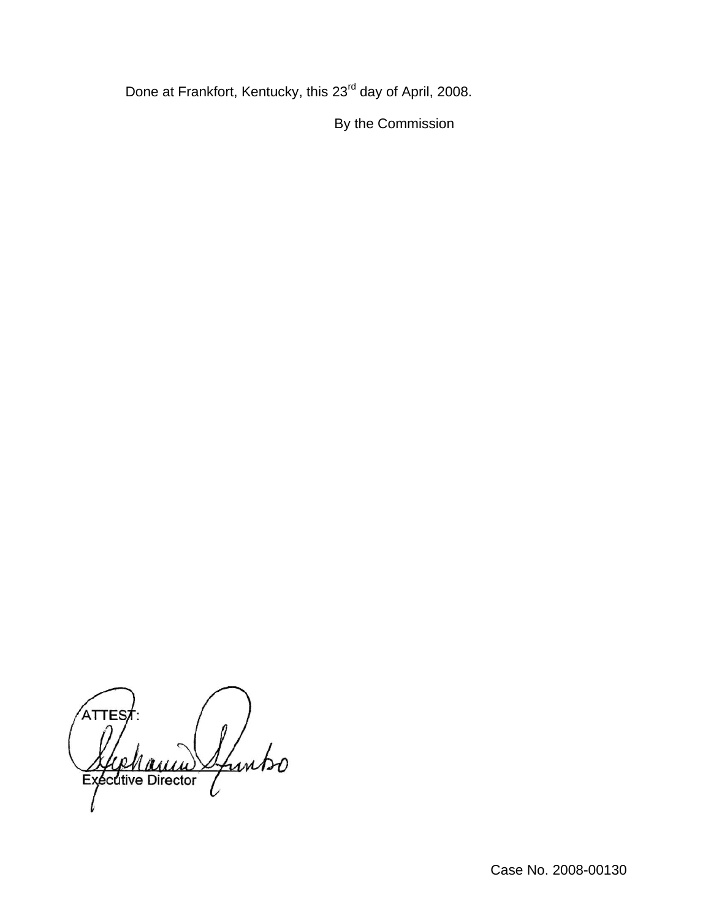Done at Frankfort, Kentucky, this 23rd day of April, 2008.

By the Commission

ATTEST:

Executive Director

Case No. 2008-00130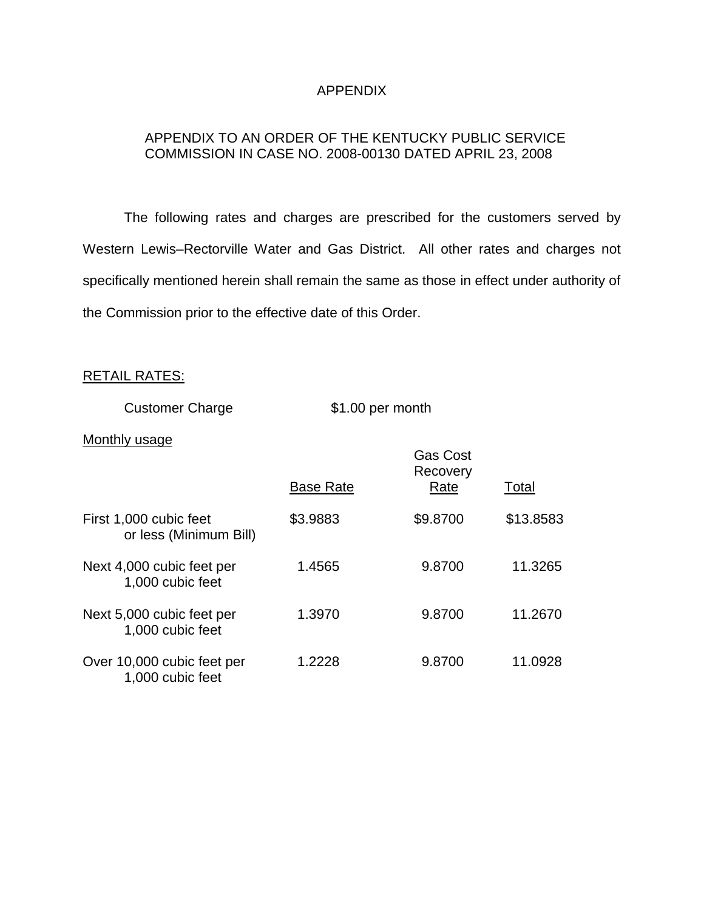# APPENDIX

APPENDIX TO AN ORDER OF THE KENTUCKY PUBLIC SERVICE COMMISSION IN CASE NO. 2008-00130 DATED APRIL 23, 2008

The following rates and charges are prescribed for the customers served by Western Lewis–Rectorville Water and Gas District. All other rates and charges not specifically mentioned herein shall remain the same as those in effect under authority of the Commission prior to the effective date of this Order.

RETAIL RATES:

Customer Charge $1.00 per month

Monthly usage

| | Base Rate | Gas Cost Recovery Rate | Total |
|---|---|---|---|
| First 1,000 cubic feet or less (Minimum Bill) | $3.9883 | $9.8700 | $13.8583 |
| Next 4,000 cubic feet per 1,000 cubic feet | 1.4565 | 9.8700 | 11.3265 |
| Next 5,000 cubic feet per 1,000 cubic feet | 1.3970 | 9.8700 | 11.2670 |
| Over 10,000 cubic feet per 1,000 cubic feet | 1.2228 | 9.8700 | 11.0928 |